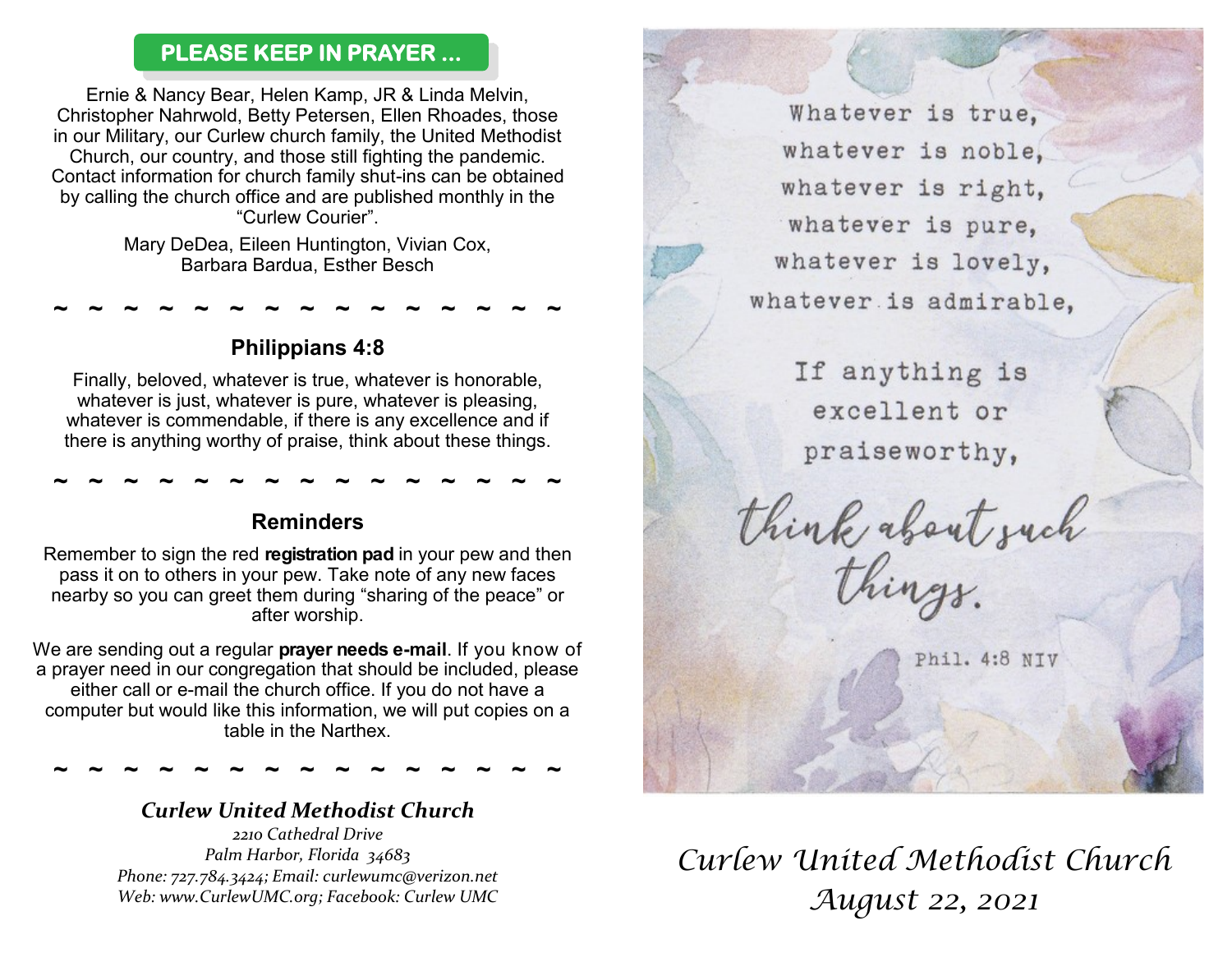## PLEASE KEEP IN PRAYER ...

Ernie & Nancy Bear, Helen Kamp, JR & Linda Melvin, Christopher Nahrwold, Betty Petersen, Ellen Rhoades, those in our Military, our Curlew church family, the United Methodist Church, our country, and those still fighting the pandemic. Contact information for church family shut-ins can be obtained by calling the church office and are published monthly in the "Curlew Courier".

Mary DeDea, Eileen Huntington, Vivian Cox, Barbara Bardua, Esther Besch

~ ~ ~ ~ ~ ~ ~ ~ ~ ~ ~ ~ ~ ~ ~

### Philippians 4:8

Finally, beloved, whatever is true, whatever is honorable, whatever is just, whatever is pure, whatever is pleasing, whatever is commendable, if there is any excellence and if there is anything worthy of praise, think about these things.

~ ~ ~ ~ ~ ~ ~ ~ ~ ~ ~ ~ ~ ~ ~

### Reminders

Remember to sign the red **registration pad** in your pew and then pass it on to others in your pew. Take note of any new faces nearby so you can greet them during "sharing of the peace" or after worship.

We are sending out a regular **prayer needs e-mail**. If you know of a prayer need in our congregation that should be included, please either call or e-mail the church office. If you do not have a computer but would like this information, we will put copies on a table in the Narthex.

~ ~ ~ ~ ~ ~ ~ ~ ~ ~ ~ ~ ~ ~ ~

***Curlew United Methodist Church***

*2210 Cathedral Drive*
*Palm Harbor, Florida 34683*
*Phone: 727.784.3424; Email: curlewumc@verizon.net*
*Web: www.CurlewUMC.org; Facebook: Curlew UMC*

Whatever is true,
whatever is noble,
whatever is right,
whatever is pure,
whatever is lovely,
whatever is admirable,

If anything is
excellent or
praiseworthy,

think about such things.

Phil. 4:8 NIV

*Curlew United Methodist Church*
*August 22, 2021*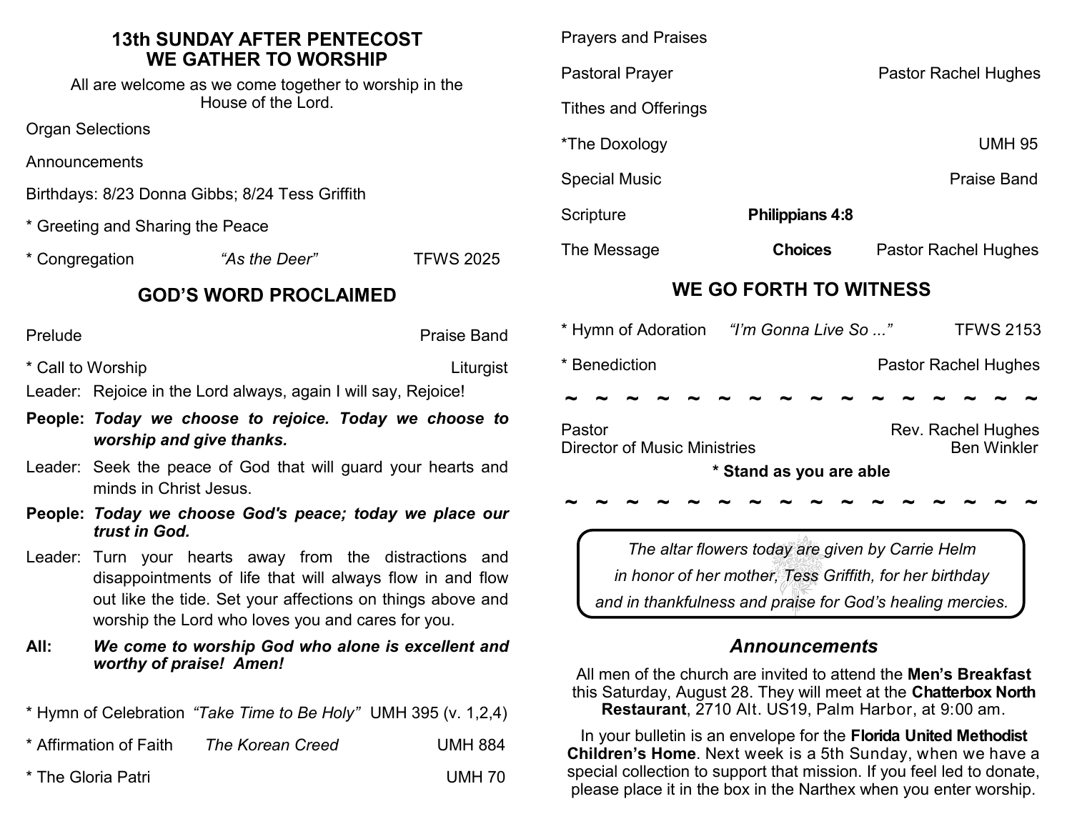## 13th SUNDAY AFTER PENTECOST
## WE GATHER TO WORSHIP

All are welcome as we come together to worship in the House of the Lord.

Organ Selections

Announcements

Birthdays: 8/23 Donna Gibbs; 8/24 Tess Griffith

* Greeting and Sharing the Peace

* Congregation *"As the Deer"* TFWS 2025

## GOD'S WORD PROCLAIMED

Prelude — Praise Band

* Call to Worship — Liturgist

Leader: Rejoice in the Lord always, again I will say, Rejoice!

**People:** ***Today we choose to rejoice. Today we choose to worship and give thanks.***

Leader: Seek the peace of God that will guard your hearts and minds in Christ Jesus.

**People:** ***Today we choose God's peace; today we place our trust in God.***

Leader: Turn your hearts away from the distractions and disappointments of life that will always flow in and flow out like the tide. Set your affections on things above and worship the Lord who loves you and cares for you.

**All:** ***We come to worship God who alone is excellent and worthy of praise! Amen!***

* Hymn of Celebration *"Take Time to Be Holy"* UMH 395 (v. 1,2,4)

* Affirmation of Faith *The Korean Creed* UMH 884

* The Gloria Patri — UMH 70

Prayers and Praises

Pastoral Prayer — Pastor Rachel Hughes

Tithes and Offerings

*The Doxology — UMH 95

Special Music — Praise Band

Scripture **Philippians 4:8**

The Message **Choices** Pastor Rachel Hughes

## WE GO FORTH TO WITNESS

* Hymn of Adoration *"I'm Gonna Live So ..."* TFWS 2153

* Benediction — Pastor Rachel Hughes

~ ~ ~ ~ ~ ~ ~ ~ ~ ~ ~ ~ ~ ~ ~ ~

Pastor — Rev. Rachel Hughes
Director of Music Ministries — Ben Winkler

**\* Stand as you are able**

~ ~ ~ ~ ~ ~ ~ ~ ~ ~ ~ ~ ~ ~ ~ ~

*The altar flowers today are given by Carrie Helm in honor of her mother, Tess Griffith, for her birthday and in thankfulness and praise for God's healing mercies.*

## *Announcements*

All men of the church are invited to attend the **Men's Breakfast** this Saturday, August 28. They will meet at the **Chatterbox North Restaurant**, 2710 Alt. US19, Palm Harbor, at 9:00 am.

In your bulletin is an envelope for the **Florida United Methodist Children's Home**. Next week is a 5th Sunday, when we have a special collection to support that mission. If you feel led to donate, please place it in the box in the Narthex when you enter worship.